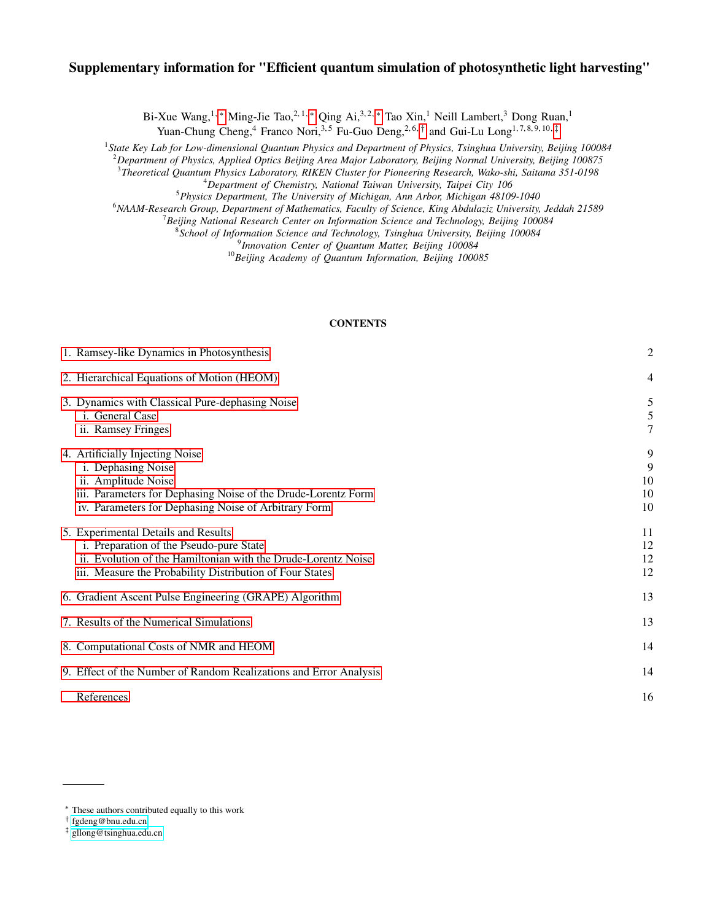# Supplementary information for "Efficient quantum simulation of photosynthetic light harvesting"

Bi-Xue Wang,[1,*] Ming-Jie Tao,[2,1,*] Qing Ai,[3,2,*] Tao Xin,[1] Neill Lambert,[3] Dong Ruan,[1]
Yuan-Chung Cheng,[4] Franco Nori,[3,5] Fu-Guo Deng,[2,6,†] and Gui-Lu Long[1,7,8,9,10,‡]

[1] *State Key Lab for Low-dimensional Quantum Physics and Department of Physics, Tsinghua University, Beijing 100084*
[2] *Department of Physics, Applied Optics Beijing Area Major Laboratory, Beijing Normal University, Beijing 100875*
[3] *Theoretical Quantum Physics Laboratory, RIKEN Cluster for Pioneering Research, Wako-shi, Saitama 351-0198*
[4] *Department of Chemistry, National Taiwan University, Taipei City 106*
[5] *Physics Department, The University of Michigan, Ann Arbor, Michigan 48109-1040*
[6] *NAAM-Research Group, Department of Mathematics, Faculty of Science, King Abdulaziz University, Jeddah 21589*
[7] *Beijing National Research Center on Information Science and Technology, Beijing 100084*
[8] *School of Information Science and Technology, Tsinghua University, Beijing 100084*
[9] *Innovation Center of Quantum Matter, Beijing 100084*
[10] *Beijing Academy of Quantum Information, Beijing 100085*

## CONTENTS

| | |
|---|---|
| 1. Ramsey-like Dynamics in Photosynthesis | 2 |
| 2. Hierarchical Equations of Motion (HEOM) | 4 |
| 3. Dynamics with Classical Pure-dephasing Noise | 5 |
| i. General Case | 5 |
| ii. Ramsey Fringes | 7 |
| 4. Artificially Injecting Noise | 9 |
| i. Dephasing Noise | 9 |
| ii. Amplitude Noise | 10 |
| iii. Parameters for Dephasing Noise of the Drude-Lorentz Form | 10 |
| iv. Parameters for Dephasing Noise of Arbitrary Form | 10 |
| 5. Experimental Details and Results | 11 |
| i. Preparation of the Pseudo-pure State | 12 |
| ii. Evolution of the Hamiltonian with the Drude-Lorentz Noise | 12 |
| iii. Measure the Probability Distribution of Four States | 12 |
| 6. Gradient Ascent Pulse Engineering (GRAPE) Algorithm | 13 |
| 7. Results of the Numerical Simulations | 13 |
| 8. Computational Costs of NMR and HEOM | 14 |
| 9. Effect of the Number of Random Realizations and Error Analysis | 14 |
| References | 16 |

[*] These authors contributed equally to this work
[†] fgdeng@bnu.edu.cn
[‡] gllong@tsinghua.edu.cn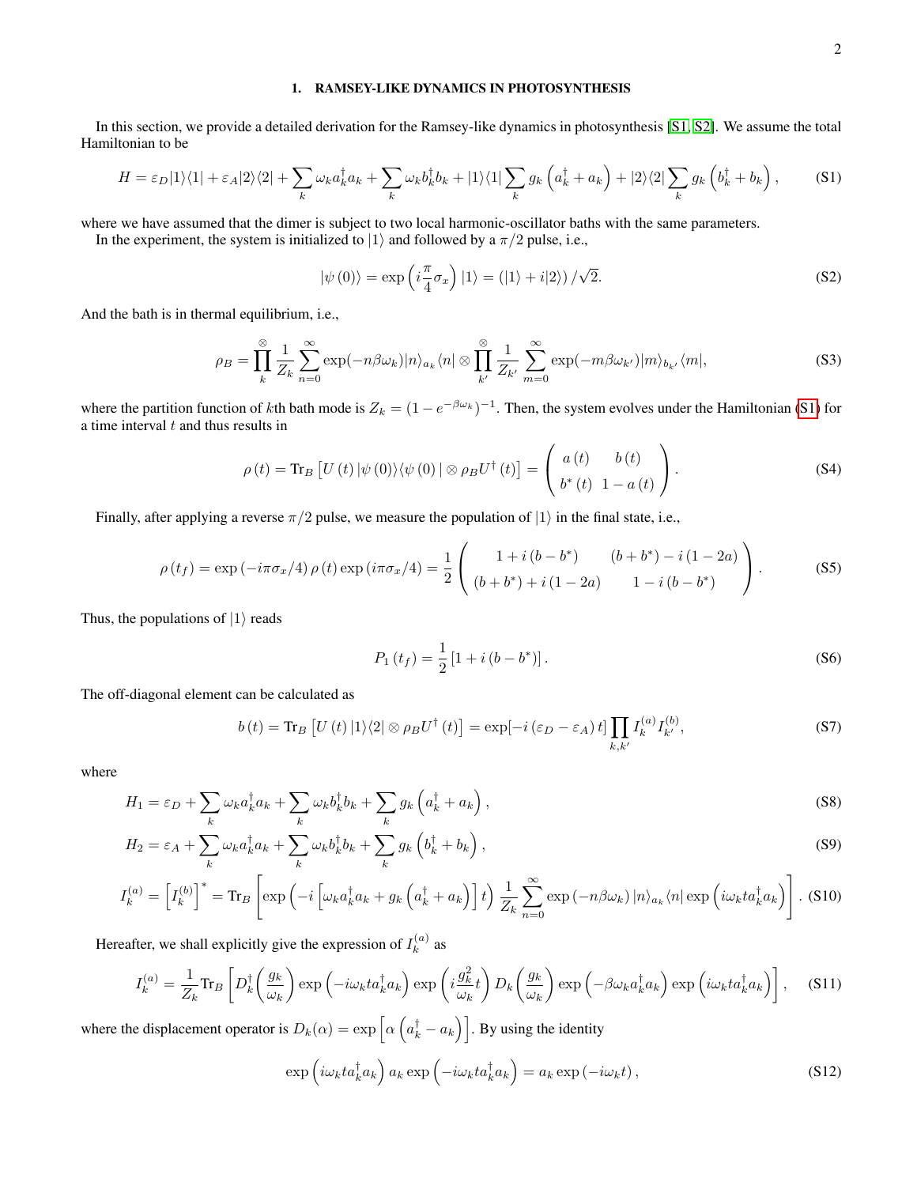# 1. RAMSEY-LIKE DYNAMICS IN PHOTOSYNTHESIS

In this section, we provide a detailed derivation for the Ramsey-like dynamics in photosynthesis [S1, S2]. We assume the total Hamiltonian to be

$$H=\varepsilon_D|1\rangle\langle 1|+\varepsilon_A|2\rangle\langle 2|+\sum_k\omega_k a_k^\dagger a_k+\sum_k\omega_k b_k^\dagger b_k+|1\rangle\langle 1|\sum_k g_k\left(a_k^\dagger+a_k\right)+|2\rangle\langle 2|\sum_k g_k\left(b_k^\dagger+b_k\right),\tag{S1}$$

where we have assumed that the dimer is subject to two local harmonic-oscillator baths with the same parameters.

In the experiment, the system is initialized to $|1\rangle$ and followed by a $\pi/2$ pulse, i.e.,

$$|\psi(0)\rangle=\exp\left(i\frac{\pi}{4}\sigma_x\right)|1\rangle=\left(|1\rangle+i|2\rangle\right)/\sqrt{2}.\tag{S2}$$

And the bath is in thermal equilibrium, i.e.,

$$\rho_B=\prod_k^{\otimes}\frac{1}{Z_k}\sum_{n=0}^{\infty}\exp(-n\beta\omega_k)|n\rangle_{a_k}\langle n|\otimes\prod_{k'}^{\otimes}\frac{1}{Z_{k'}}\sum_{m=0}^{\infty}\exp(-m\beta\omega_{k'})|m\rangle_{b_{k'}}\langle m|,\tag{S3}$$

where the partition function of $k$th bath mode is $Z_k=(1-e^{-\beta\omega_k})^{-1}$. Then, the system evolves under the Hamiltonian (S1) for a time interval $t$ and thus results in

$$\rho(t)=\mathrm{Tr}_B\left[U(t)|\psi(0)\rangle\langle\psi(0)|\otimes\rho_B U^\dagger(t)\right]=\begin{pmatrix}a(t) & b(t)\\ b^*(t) & 1-a(t)\end{pmatrix}.\tag{S4}$$

Finally, after applying a reverse $\pi/2$ pulse, we measure the population of $|1\rangle$ in the final state, i.e.,

$$\rho(t_f)=\exp\left(-i\pi\sigma_x/4\right)\rho(t)\exp\left(i\pi\sigma_x/4\right)=\frac{1}{2}\begin{pmatrix}1+i\left(b-b^*\right) & \left(b+b^*\right)-i\left(1-2a\right)\\ \left(b+b^*\right)+i\left(1-2a\right) & 1-i\left(b-b^*\right)\end{pmatrix}.\tag{S5}$$

Thus, the populations of $|1\rangle$ reads

$$P_1(t_f)=\frac{1}{2}\left[1+i\left(b-b^*\right)\right].\tag{S6}$$

The off-diagonal element can be calculated as

$$b(t)=\mathrm{Tr}_B\left[U(t)|1\rangle\langle 2|\otimes\rho_B U^\dagger(t)\right]=\exp[-i\left(\varepsilon_D-\varepsilon_A\right)t]\prod_{k,k'}I_k^{(a)}I_{k'}^{(b)},\tag{S7}$$

where

$$H_1=\varepsilon_D+\sum_k\omega_k a_k^\dagger a_k+\sum_k\omega_k b_k^\dagger b_k+\sum_k g_k\left(a_k^\dagger+a_k\right),\tag{S8}$$

$$H_2=\varepsilon_A+\sum_k\omega_k a_k^\dagger a_k+\sum_k\omega_k b_k^\dagger b_k+\sum_k g_k\left(b_k^\dagger+b_k\right),\tag{S9}$$

$$I_k^{(a)}=\left[I_k^{(b)}\right]^*=\mathrm{Tr}_B\left[\exp\left(-i\left[\omega_k a_k^\dagger a_k+g_k\left(a_k^\dagger+a_k\right)\right]t\right)\frac{1}{Z_k}\sum_{n=0}^{\infty}\exp\left(-n\beta\omega_k\right)|n\rangle_{a_k}\langle n|\exp\left(i\omega_k t a_k^\dagger a_k\right)\right].\tag{S10}$$

Hereafter, we shall explicitly give the expression of $I_k^{(a)}$ as

$$I_k^{(a)}=\frac{1}{Z_k}\mathrm{Tr}_B\left[D_k^\dagger\left(\frac{g_k}{\omega_k}\right)\exp\left(-i\omega_k t a_k^\dagger a_k\right)\exp\left(i\frac{g_k^2}{\omega_k}t\right)D_k\left(\frac{g_k}{\omega_k}\right)\exp\left(-\beta\omega_k a_k^\dagger a_k\right)\exp\left(i\omega_k t a_k^\dagger a_k\right)\right],\tag{S11}$$

where the displacement operator is $D_k(\alpha)=\exp\left[\alpha\left(a_k^\dagger-a_k\right)\right]$. By using the identity

$$\exp\left(i\omega_k t a_k^\dagger a_k\right)a_k\exp\left(-i\omega_k t a_k^\dagger a_k\right)=a_k\exp\left(-i\omega_k t\right),\tag{S12}$$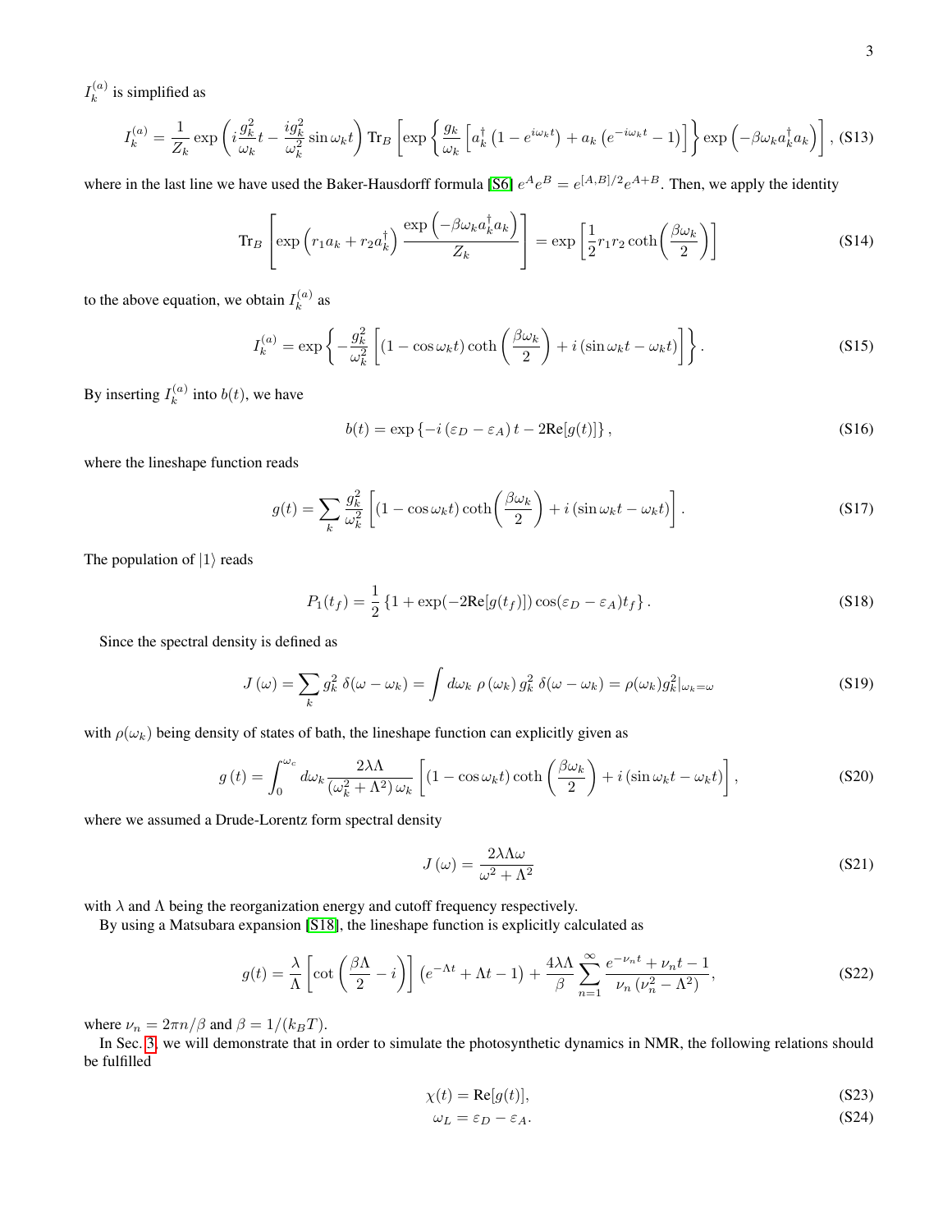$I_k^{(a)}$ is simplified as

$$I_k^{(a)} = \frac{1}{Z_k} \exp\left( i\frac{g_k^2}{\omega_k} t - \frac{ig_k^2}{\omega_k^2} \sin \omega_k t \right) \mathrm{Tr}_B \left[ \exp\left\{ \frac{g_k}{\omega_k} \left[ a_k^\dagger \left(1 - e^{i\omega_k t}\right) + a_k \left(e^{-i\omega_k t} - 1\right) \right] \right\} \exp\left( -\beta \omega_k a_k^\dagger a_k \right) \right], \text{(S13)}$$

where in the last line we have used the Baker-Hausdorff formula [S6] $e^A e^B = e^{[A,B]/2} e^{A+B}$. Then, we apply the identity

$$\mathrm{Tr}_B \left[ \exp\left( r_1 a_k + r_2 a_k^\dagger \right) \frac{\exp\left( -\beta \omega_k a_k^\dagger a_k \right)}{Z_k} \right] = \exp\left[ \frac{1}{2} r_1 r_2 \coth\left( \frac{\beta \omega_k}{2} \right) \right] \tag{S14}$$

to the above equation, we obtain $I_k^{(a)}$ as

$$I_k^{(a)} = \exp\left\{ -\frac{g_k^2}{\omega_k^2} \left[ (1 - \cos \omega_k t) \coth\left( \frac{\beta \omega_k}{2} \right) + i \left( \sin \omega_k t - \omega_k t \right) \right] \right\}. \tag{S15}$$

By inserting $I_k^{(a)}$ into $b(t)$, we have

$$b(t) = \exp\left\{ -i \left( \varepsilon_D - \varepsilon_A \right) t - 2\mathrm{Re}[g(t)] \right\}, \tag{S16}$$

where the lineshape function reads

$$g(t) = \sum_k \frac{g_k^2}{\omega_k^2} \left[ (1 - \cos \omega_k t) \coth\left( \frac{\beta \omega_k}{2} \right) + i \left( \sin \omega_k t - \omega_k t \right) \right]. \tag{S17}$$

The population of $|1\rangle$ reads

$$P_1(t_f) = \frac{1}{2} \left\{ 1 + \exp(-2\mathrm{Re}[g(t_f)]) \cos(\varepsilon_D - \varepsilon_A) t_f \right\}. \tag{S18}$$

Since the spectral density is defined as

$$J\left(\omega\right) = \sum_k g_k^2 \, \delta(\omega - \omega_k) = \int d\omega_k \, \rho\left(\omega_k\right) g_k^2 \, \delta(\omega - \omega_k) = \rho(\omega_k) g_k^2|_{\omega_k = \omega} \tag{S19}$$

with $\rho(\omega_k)$ being density of states of bath, the lineshape function can explicitly given as

$$g\left(t\right) = \int_0^{\omega_c} d\omega_k \frac{2\lambda\Lambda}{\left(\omega_k^2 + \Lambda^2\right)\omega_k} \left[ (1 - \cos \omega_k t) \coth\left( \frac{\beta \omega_k}{2} \right) + i \left( \sin \omega_k t - \omega_k t \right) \right], \tag{S20}$$

where we assumed a Drude-Lorentz form spectral density

$$J\left(\omega\right) = \frac{2\lambda\Lambda\omega}{\omega^2 + \Lambda^2} \tag{S21}$$

with $\lambda$ and $\Lambda$ being the reorganization energy and cutoff frequency respectively.

By using a Matsubara expansion [S18], the lineshape function is explicitly calculated as

$$g(t) = \frac{\lambda}{\Lambda} \left[ \cot\left( \frac{\beta\Lambda}{2} - i \right) \right] \left( e^{-\Lambda t} + \Lambda t - 1 \right) + \frac{4\lambda\Lambda}{\beta} \sum_{n=1}^{\infty} \frac{e^{-\nu_n t} + \nu_n t - 1}{\nu_n \left( \nu_n^2 - \Lambda^2 \right)}, \tag{S22}$$

where $\nu_n = 2\pi n/\beta$ and $\beta = 1/(k_B T)$.

In Sec. 3, we will demonstrate that in order to simulate the photosynthetic dynamics in NMR, the following relations should be fulfilled

$$\chi(t) = \mathrm{Re}[g(t)], \tag{S23}$$

$$\omega_L = \varepsilon_D - \varepsilon_A. \tag{S24}$$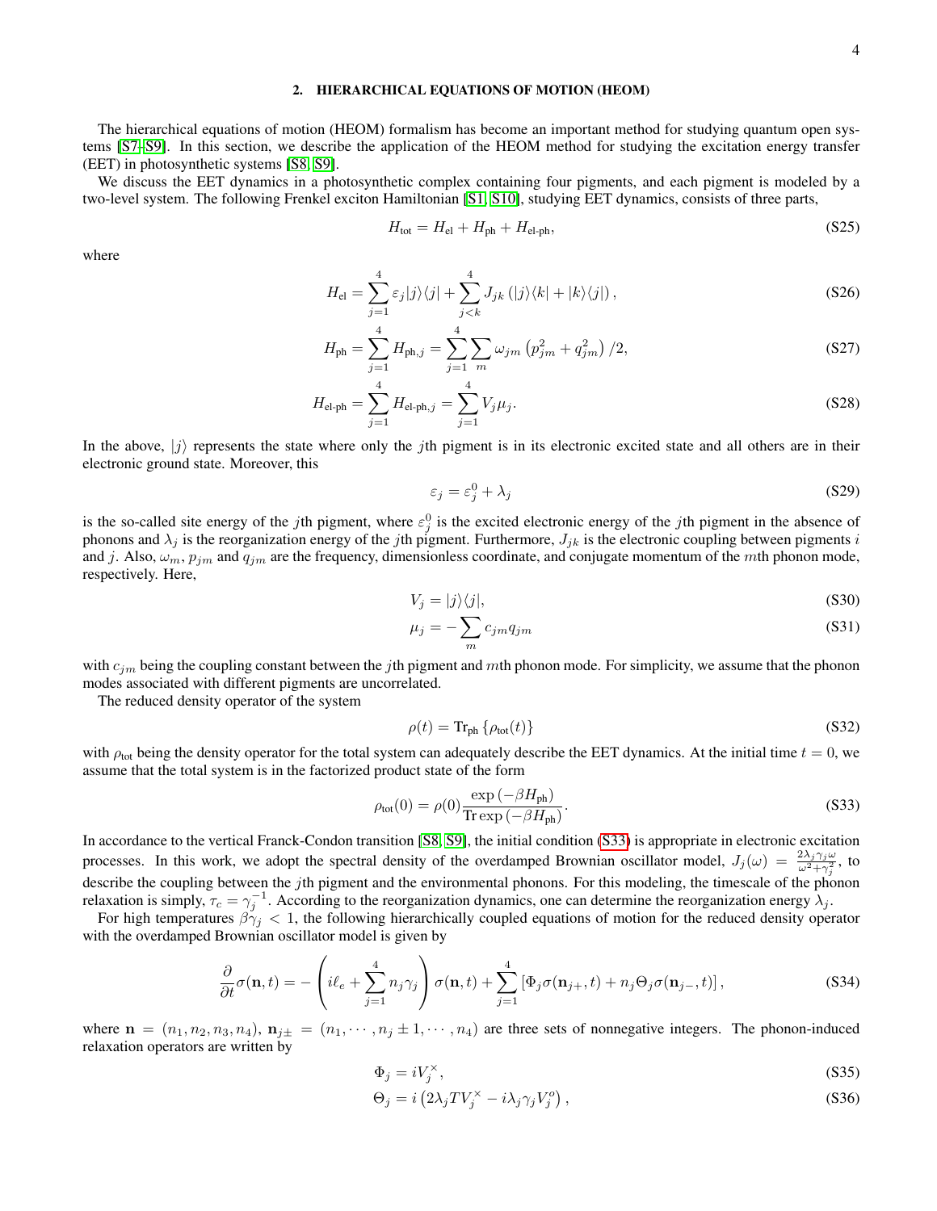## 2. HIERARCHICAL EQUATIONS OF MOTION (HEOM)

The hierarchical equations of motion (HEOM) formalism has become an important method for studying quantum open systems [S7–S9]. In this section, we describe the application of the HEOM method for studying the excitation energy transfer (EET) in photosynthetic systems [S8, S9].

We discuss the EET dynamics in a photosynthetic complex containing four pigments, and each pigment is modeled by a two-level system. The following Frenkel exciton Hamiltonian [S1, S10], studying EET dynamics, consists of three parts,

$$H_{\text{tot}} = H_{\text{el}} + H_{\text{ph}} + H_{\text{el-ph}}, \tag{S25}$$

where

$$H_{\text{el}} = \sum_{j=1}^{4} \varepsilon_j |j\rangle\langle j| + \sum_{j<k}^{4} J_{jk} \left( |j\rangle\langle k| + |k\rangle\langle j| \right), \tag{S26}$$

$$H_{\text{ph}} = \sum_{j=1}^{4} H_{\text{ph},j} = \sum_{j=1}^{4} \sum_{m} \omega_{jm} \left( p_{jm}^2 + q_{jm}^2 \right)/2, \tag{S27}$$

$$H_{\text{el-ph}} = \sum_{j=1}^{4} H_{\text{el-ph},j} = \sum_{j=1}^{4} V_j \mu_j. \tag{S28}$$

In the above, $|j\rangle$ represents the state where only the $j$th pigment is in its electronic excited state and all others are in their electronic ground state. Moreover, this

$$\varepsilon_j = \varepsilon_j^0 + \lambda_j \tag{S29}$$

is the so-called site energy of the $j$th pigment, where $\varepsilon_j^0$ is the excited electronic energy of the $j$th pigment in the absence of phonons and $\lambda_j$ is the reorganization energy of the $j$th pigment. Furthermore, $J_{jk}$ is the electronic coupling between pigments $i$ and $j$. Also, $\omega_m$, $p_{jm}$ and $q_{jm}$ are the frequency, dimensionless coordinate, and conjugate momentum of the $m$th phonon mode, respectively. Here,

$$V_j = |j\rangle\langle j|, \tag{S30}$$

$$\mu_j = -\sum_{m} c_{jm} q_{jm} \tag{S31}$$

with $c_{jm}$ being the coupling constant between the $j$th pigment and $m$th phonon mode. For simplicity, we assume that the phonon modes associated with different pigments are uncorrelated.

The reduced density operator of the system

$$\rho(t) = \text{Tr}_{\text{ph}} \left\{ \rho_{\text{tot}}(t) \right\} \tag{S32}$$

with $\rho_{\text{tot}}$ being the density operator for the total system can adequately describe the EET dynamics. At the initial time $t = 0$, we assume that the total system is in the factorized product state of the form

$$\rho_{\text{tot}}(0) = \rho(0) \frac{\exp\left(-\beta H_{\text{ph}}\right)}{\text{Tr}\exp\left(-\beta H_{\text{ph}}\right)}. \tag{S33}$$

In accordance to the vertical Franck-Condon transition [S8, S9], the initial condition (S33) is appropriate in electronic excitation processes. In this work, we adopt the spectral density of the overdamped Brownian oscillator model, $J_j(\omega) = \frac{2\lambda_j \gamma_j \omega}{\omega^2 + \gamma_j^2}$, to describe the coupling between the $j$th pigment and the environmental phonons. For this modeling, the timescale of the phonon relaxation is simply, $\tau_c = \gamma_j^{-1}$. According to the reorganization dynamics, one can determine the reorganization energy $\lambda_j$.

For high temperatures $\beta\gamma_j < 1$, the following hierarchically coupled equations of motion for the reduced density operator with the overdamped Brownian oscillator model is given by

$$\frac{\partial}{\partial t} \sigma(\mathbf{n}, t) = -\left( i\ell_e + \sum_{j=1}^{4} n_j \gamma_j \right) \sigma(\mathbf{n}, t) + \sum_{j=1}^{4} \left[ \Phi_j \sigma(\mathbf{n}_{j+}, t) + n_j \Theta_j \sigma(\mathbf{n}_{j-}, t) \right], \tag{S34}$$

where $\mathbf{n} = (n_1, n_2, n_3, n_4)$, $\mathbf{n}_{j\pm} = (n_1, \cdots, n_j \pm 1, \cdots, n_4)$ are three sets of nonnegative integers. The phonon-induced relaxation operators are written by

$$\Phi_j = i V_j^{\times}, \tag{S35}$$

$$\Theta_j = i \left( 2\lambda_j T V_j^{\times} - i\lambda_j \gamma_j V_j^{o} \right), \tag{S36}$$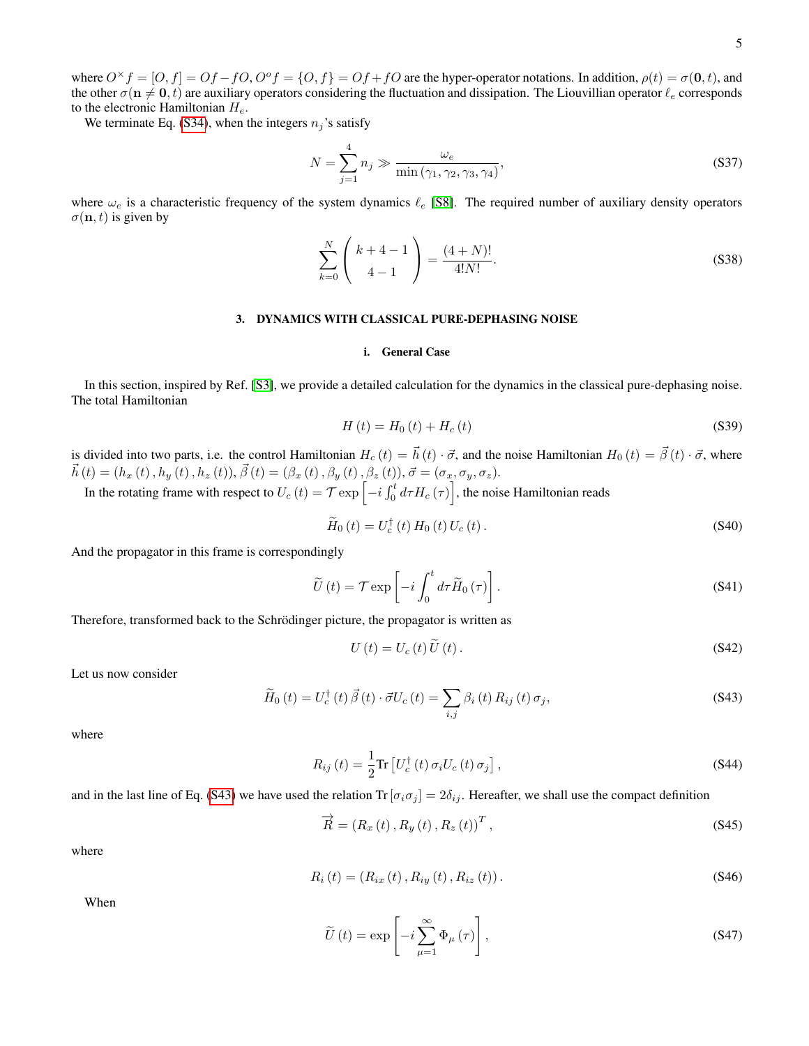where $O^{\times} f = [O, f] = Of - fO$, $O^{o} f = \{O, f\} = Of + fO$ are the hyper-operator notations. In addition, $\rho(t) = \sigma(\mathbf{0}, t)$, and the other $\sigma(\mathbf{n} \neq \mathbf{0}, t)$ are auxiliary operators considering the fluctuation and dissipation. The Liouvillian operator $\ell_e$ corresponds to the electronic Hamiltonian $H_e$.

We terminate Eq. (S34), when the integers $n_j$'s satisfy

$$N = \sum_{j=1}^{4} n_j \gg \frac{\omega_e}{\min(\gamma_1, \gamma_2, \gamma_3, \gamma_4)}, \tag{S37}$$

where $\omega_e$ is a characteristic frequency of the system dynamics $\ell_e$ [S8]. The required number of auxiliary density operators $\sigma(\mathbf{n}, t)$ is given by

$$\sum_{k=0}^{N} \begin{pmatrix} k+4-1 \\ 4-1 \end{pmatrix} = \frac{(4+N)!}{4!N!}. \tag{S38}$$

## 3. DYNAMICS WITH CLASSICAL PURE-DEPHASING NOISE

### i. General Case

In this section, inspired by Ref. [S3], we provide a detailed calculation for the dynamics in the classical pure-dephasing noise. The total Hamiltonian

$$H(t) = H_0(t) + H_c(t) \tag{S39}$$

is divided into two parts, i.e. the control Hamiltonian $H_c(t) = \vec{h}(t) \cdot \vec{\sigma}$, and the noise Hamiltonian $H_0(t) = \vec{\beta}(t) \cdot \vec{\sigma}$, where $\vec{h}(t) = (h_x(t), h_y(t), h_z(t))$, $\vec{\beta}(t) = (\beta_x(t), \beta_y(t), \beta_z(t))$, $\vec{\sigma} = (\sigma_x, \sigma_y, \sigma_z)$.

In the rotating frame with respect to $U_c(t) = \mathcal{T} \exp\left[-i \int_0^t d\tau H_c(\tau)\right]$, the noise Hamiltonian reads

$$\widetilde{H}_0(t) = U_c^{\dagger}(t) H_0(t) U_c(t). \tag{S40}$$

And the propagator in this frame is correspondingly

$$\widetilde{U}(t) = \mathcal{T} \exp\left[-i \int_0^t d\tau \widetilde{H}_0(\tau)\right]. \tag{S41}$$

Therefore, transformed back to the Schrödinger picture, the propagator is written as

$$U(t) = U_c(t) \widetilde{U}(t). \tag{S42}$$

Let us now consider

$$\widetilde{H}_0(t) = U_c^{\dagger}(t) \vec{\beta}(t) \cdot \vec{\sigma} U_c(t) = \sum_{i,j} \beta_i(t) R_{ij}(t) \sigma_j, \tag{S43}$$

where

$$R_{ij}(t) = \frac{1}{2} \mathrm{Tr}\left[U_c^{\dagger}(t) \sigma_i U_c(t) \sigma_j\right], \tag{S44}$$

and in the last line of Eq. (S43) we have used the relation $\mathrm{Tr}[\sigma_i \sigma_j] = 2\delta_{ij}$. Hereafter, we shall use the compact definition

$$\overrightarrow{R} = (R_x(t), R_y(t), R_z(t))^T, \tag{S45}$$

where

$$R_i(t) = (R_{ix}(t), R_{iy}(t), R_{iz}(t)). \tag{S46}$$

When

$$\widetilde{U}(t) = \exp\left[-i \sum_{\mu=1}^{\infty} \Phi_{\mu}(\tau)\right], \tag{S47}$$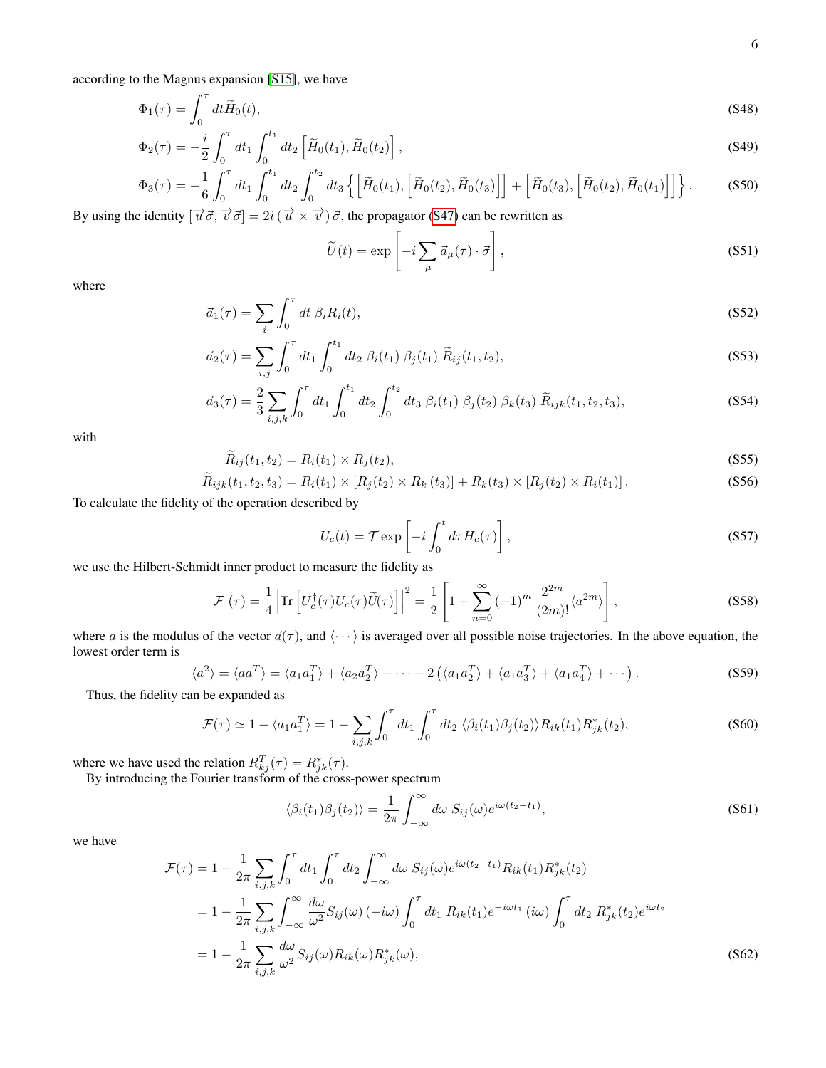according to the Magnus expansion [S15], we have

$$\Phi_1(\tau) = \int_0^\tau dt \widetilde{H}_0(t), \tag{S48}$$

$$\Phi_2(\tau) = -\frac{i}{2}\int_0^\tau dt_1 \int_0^{t_1} dt_2 \left[\widetilde{H}_0(t_1), \widetilde{H}_0(t_2)\right], \tag{S49}$$

$$\Phi_3(\tau) = -\frac{1}{6}\int_0^\tau dt_1 \int_0^{t_1} dt_2 \int_0^{t_2} dt_3 \left\{\left[\widetilde{H}_0(t_1), \left[\widetilde{H}_0(t_2), \widetilde{H}_0(t_3)\right]\right] + \left[\widetilde{H}_0(t_3), \left[\widetilde{H}_0(t_2), \widetilde{H}_0(t_1)\right]\right]\right\}. \tag{S50}$$

By using the identity $[\vec{u}\,\vec{\sigma}, \vec{v}\,\vec{\sigma}] = 2i\,(\vec{u}\times\vec{v})\,\vec{\sigma}$, the propagator (S47) can be rewritten as

$$\widetilde{U}(t) = \exp\left[-i\sum_\mu \vec{a}_\mu(\tau)\cdot\vec{\sigma}\right], \tag{S51}$$

where

$$\vec{a}_1(\tau) = \sum_i \int_0^\tau dt\ \beta_i R_i(t), \tag{S52}$$

$$\vec{a}_2(\tau) = \sum_{i,j}\int_0^\tau dt_1 \int_0^{t_1} dt_2\ \beta_i(t_1)\,\beta_j(t_1)\ \widetilde{R}_{ij}(t_1,t_2), \tag{S53}$$

$$\vec{a}_3(\tau) = \frac{2}{3}\sum_{i,j,k}\int_0^\tau dt_1 \int_0^{t_1} dt_2 \int_0^{t_2} dt_3\ \beta_i(t_1)\,\beta_j(t_2)\,\beta_k(t_3)\ \widetilde{R}_{ijk}(t_1,t_2,t_3), \tag{S54}$$

with

$$\widetilde{R}_{ij}(t_1,t_2) = R_i(t_1)\times R_j(t_2), \tag{S55}$$

$$\widetilde{R}_{ijk}(t_1,t_2,t_3) = R_i(t_1)\times\left[R_j(t_2)\times R_k(t_3)\right] + R_k(t_3)\times\left[R_j(t_2)\times R_i(t_1)\right]. \tag{S56}$$

To calculate the fidelity of the operation described by

$$U_c(t) = \mathcal{T}\exp\left[-i\int_0^t d\tau H_c(\tau)\right], \tag{S57}$$

we use the Hilbert-Schmidt inner product to measure the fidelity as

$$\mathcal{F}\left(\tau\right) = \frac{1}{4}\left|\mathrm{Tr}\left[U_c^\dagger(\tau)U_c(\tau)\widetilde{U}(\tau)\right]\right|^2 = \frac{1}{2}\left[1+\sum_{n=0}^\infty(-1)^m\,\frac{2^{2m}}{(2m)!}\langle a^{2m}\rangle\right], \tag{S58}$$

where $a$ is the modulus of the vector $\vec{a}(\tau)$, and $\langle\cdots\rangle$ is averaged over all possible noise trajectories. In the above equation, the lowest order term is

$$\langle a^2\rangle = \langle aa^T\rangle = \langle a_1 a_1^T\rangle + \langle a_2 a_2^T\rangle + \cdots + 2\left(\langle a_1 a_2^T\rangle + \langle a_1 a_3^T\rangle + \langle a_1 a_4^T\rangle + \cdots\right). \tag{S59}$$

Thus, the fidelity can be expanded as

$$\mathcal{F}(\tau) \simeq 1 - \langle a_1 a_1^T\rangle = 1 - \sum_{i,j,k}\int_0^\tau dt_1 \int_0^\tau dt_2\ \langle\beta_i(t_1)\beta_j(t_2)\rangle R_{ik}(t_1)R_{jk}^*(t_2), \tag{S60}$$

where we have used the relation $R_{kj}^T(\tau) = R_{jk}^*(\tau)$.

By introducing the Fourier transform of the cross-power spectrum

$$\langle\beta_i(t_1)\beta_j(t_2)\rangle = \frac{1}{2\pi}\int_{-\infty}^\infty d\omega\ S_{ij}(\omega)e^{i\omega(t_2-t_1)}, \tag{S61}$$

we have

$$\begin{aligned}
\mathcal{F}(\tau) &= 1 - \frac{1}{2\pi}\sum_{i,j,k}\int_0^\tau dt_1 \int_0^\tau dt_2 \int_{-\infty}^\infty d\omega\ S_{ij}(\omega)e^{i\omega(t_2-t_1)}R_{ik}(t_1)R_{jk}^*(t_2) \\
&= 1 - \frac{1}{2\pi}\sum_{i,j,k}\int_{-\infty}^\infty \frac{d\omega}{\omega^2}S_{ij}(\omega)\,(-i\omega)\int_0^\tau dt_1\ R_{ik}(t_1)e^{-i\omega t_1}\,(i\omega)\int_0^\tau dt_2\ R_{jk}^*(t_2)e^{i\omega t_2} \\
&= 1 - \frac{1}{2\pi}\sum_{i,j,k}\frac{d\omega}{\omega^2}S_{ij}(\omega)R_{ik}(\omega)R_{jk}^*(\omega),
\end{aligned} \tag{S62}$$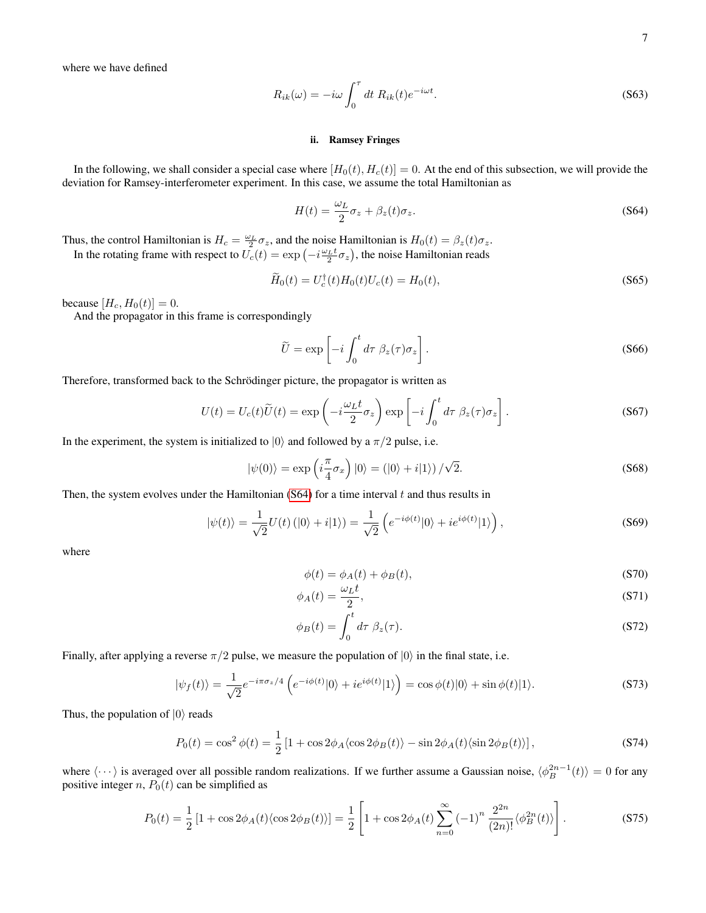where we have defined

$$R_{ik}(\omega) = -i\omega \int_0^\tau dt\ R_{ik}(t) e^{-i\omega t}. \tag{S63}$$

### ii. Ramsey Fringes

In the following, we shall consider a special case where $[H_0(t), H_c(t)] = 0$. At the end of this subsection, we will provide the deviation for Ramsey-interferometer experiment. In this case, we assume the total Hamiltonian as

$$H(t) = \frac{\omega_L}{2}\sigma_z + \beta_z(t)\sigma_z. \tag{S64}$$

Thus, the control Hamiltonian is $H_c = \frac{\omega_L}{2}\sigma_z$, and the noise Hamiltonian is $H_0(t) = \beta_z(t)\sigma_z$.

In the rotating frame with respect to $U_c(t) = \exp\left(-i\frac{\omega_L t}{2}\sigma_z\right)$, the noise Hamiltonian reads

$$\widetilde{H}_0(t) = U_c^\dagger(t) H_0(t) U_c(t) = H_0(t), \tag{S65}$$

because $[H_c, H_0(t)] = 0$.

And the propagator in this frame is correspondingly

$$\widetilde{U} = \exp\left[-i\int_0^t d\tau\ \beta_z(\tau)\sigma_z\right]. \tag{S66}$$

Therefore, transformed back to the Schrödinger picture, the propagator is written as

$$U(t) = U_c(t)\widetilde{U}(t) = \exp\left(-i\frac{\omega_L t}{2}\sigma_z\right)\exp\left[-i\int_0^t d\tau\ \beta_z(\tau)\sigma_z\right]. \tag{S67}$$

In the experiment, the system is initialized to $|0\rangle$ and followed by a $\pi/2$ pulse, i.e.

$$|\psi(0)\rangle = \exp\left(i\frac{\pi}{4}\sigma_x\right)|0\rangle = \left(|0\rangle + i|1\rangle\right)/\sqrt{2}. \tag{S68}$$

Then, the system evolves under the Hamiltonian (S64) for a time interval $t$ and thus results in

$$|\psi(t)\rangle = \frac{1}{\sqrt{2}}U(t)\left(|0\rangle + i|1\rangle\right) = \frac{1}{\sqrt{2}}\left(e^{-i\phi(t)}|0\rangle + ie^{i\phi(t)}|1\rangle\right), \tag{S69}$$

where

$$\phi(t) = \phi_A(t) + \phi_B(t), \tag{S70}$$

$$\phi_A(t) = \frac{\omega_L t}{2}, \tag{S71}$$

$$\phi_B(t) = \int_0^t d\tau\ \beta_z(\tau). \tag{S72}$$

Finally, after applying a reverse $\pi/2$ pulse, we measure the population of $|0\rangle$ in the final state, i.e.

$$|\psi_f(t)\rangle = \frac{1}{\sqrt{2}}e^{-i\pi\sigma_z/4}\left(e^{-i\phi(t)}|0\rangle + ie^{i\phi(t)}|1\rangle\right) = \cos\phi(t)|0\rangle + \sin\phi(t)|1\rangle. \tag{S73}$$

Thus, the population of $|0\rangle$ reads

$$P_0(t) = \cos^2\phi(t) = \frac{1}{2}\left[1 + \cos 2\phi_A\langle\cos 2\phi_B(t)\rangle - \sin 2\phi_A(t)\langle\sin 2\phi_B(t)\rangle\right], \tag{S74}$$

where $\langle\cdots\rangle$ is averaged over all possible random realizations. If we further assume a Gaussian noise, $\langle\phi_B^{2n-1}(t)\rangle = 0$ for any positive integer $n$, $P_0(t)$ can be simplified as

$$P_0(t) = \frac{1}{2}\left[1 + \cos 2\phi_A(t)\langle\cos 2\phi_B(t)\rangle\right] = \frac{1}{2}\left[1 + \cos 2\phi_A(t)\sum_{n=0}^{\infty}(-1)^n\frac{2^{2n}}{(2n)!}\langle\phi_B^{2n}(t)\rangle\right]. \tag{S75}$$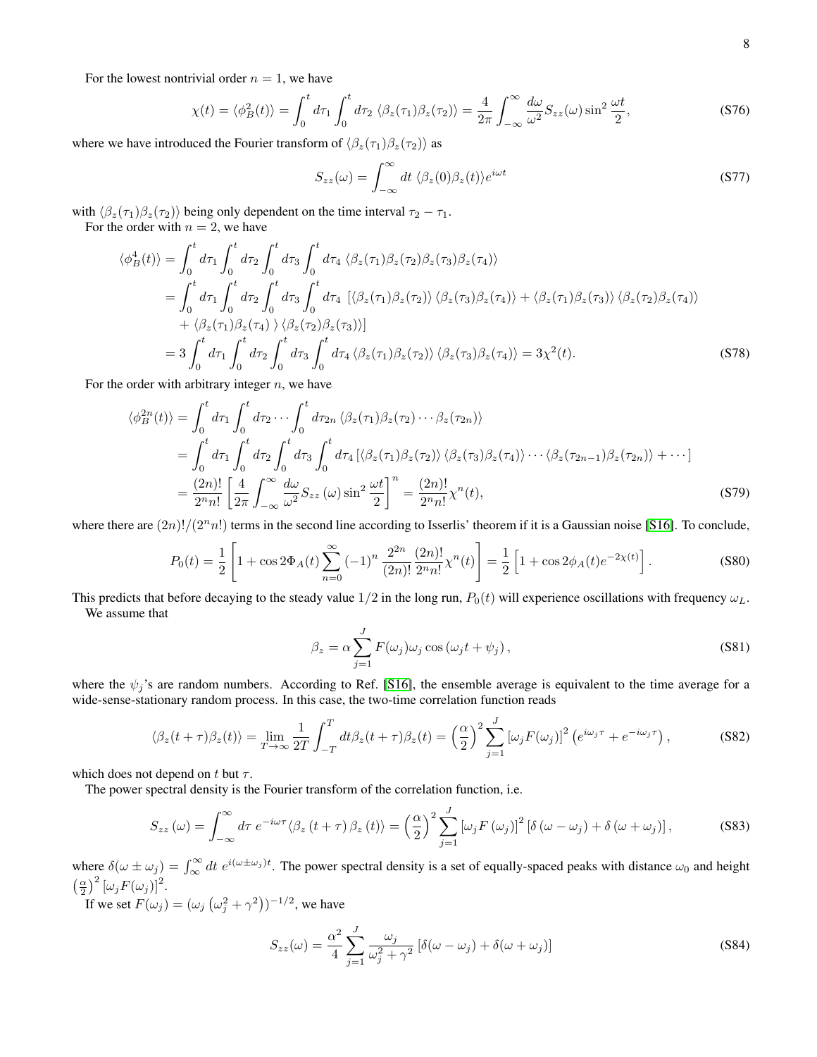For the lowest nontrivial order $n = 1$, we have

$$\chi(t) = \langle \phi_B^2(t) \rangle = \int_0^t d\tau_1 \int_0^t d\tau_2 \, \langle \beta_z(\tau_1)\beta_z(\tau_2) \rangle = \frac{4}{2\pi} \int_{-\infty}^{\infty} \frac{d\omega}{\omega^2} S_{zz}(\omega) \sin^2 \frac{\omega t}{2}, \tag{S76}$$

where we have introduced the Fourier transform of $\langle \beta_z(\tau_1)\beta_z(\tau_2) \rangle$ as

$$S_{zz}(\omega) = \int_{-\infty}^{\infty} dt \, \langle \beta_z(0)\beta_z(t) \rangle e^{i\omega t} \tag{S77}$$

with $\langle \beta_z(\tau_1)\beta_z(\tau_2) \rangle$ being only dependent on the time interval $\tau_2 - \tau_1$.

For the order with $n = 2$, we have

$$\begin{aligned}
\langle \phi_B^4(t) \rangle &= \int_0^t d\tau_1 \int_0^t d\tau_2 \int_0^t d\tau_3 \int_0^t d\tau_4 \, \langle \beta_z(\tau_1)\beta_z(\tau_2)\beta_z(\tau_3)\beta_z(\tau_4) \rangle \\
&= \int_0^t d\tau_1 \int_0^t d\tau_2 \int_0^t d\tau_3 \int_0^t d\tau_4 \, \left[ \langle \beta_z(\tau_1)\beta_z(\tau_2) \rangle \langle \beta_z(\tau_3)\beta_z(\tau_4) \rangle + \langle \beta_z(\tau_1)\beta_z(\tau_3) \rangle \langle \beta_z(\tau_2)\beta_z(\tau_4) \rangle \right. \\
&\quad \left. + \langle \beta_z(\tau_1)\beta_z(\tau_4) \rangle \langle \beta_z(\tau_2)\beta_z(\tau_3) \rangle \right] \\
&= 3 \int_0^t d\tau_1 \int_0^t d\tau_2 \int_0^t d\tau_3 \int_0^t d\tau_4 \, \langle \beta_z(\tau_1)\beta_z(\tau_2) \rangle \langle \beta_z(\tau_3)\beta_z(\tau_4) \rangle = 3\chi^2(t).
\end{aligned} \tag{S78}$$

For the order with arbitrary integer $n$, we have

$$\begin{aligned}
\langle \phi_B^{2n}(t) \rangle &= \int_0^t d\tau_1 \int_0^t d\tau_2 \cdots \int_0^t d\tau_{2n} \, \langle \beta_z(\tau_1)\beta_z(\tau_2) \cdots \beta_z(\tau_{2n}) \rangle \\
&= \int_0^t d\tau_1 \int_0^t d\tau_2 \int_0^t d\tau_3 \int_0^t d\tau_4 \left[ \langle \beta_z(\tau_1)\beta_z(\tau_2) \rangle \langle \beta_z(\tau_3)\beta_z(\tau_4) \rangle \cdots \langle \beta_z(\tau_{2n-1})\beta_z(\tau_{2n}) \rangle + \cdots \right] \\
&= \frac{(2n)!}{2^n n!} \left[ \frac{4}{2\pi} \int_{-\infty}^{\infty} \frac{d\omega}{\omega^2} S_{zz}(\omega) \sin^2 \frac{\omega t}{2} \right]^n = \frac{(2n)!}{2^n n!} \chi^n(t),
\end{aligned} \tag{S79}$$

where there are $(2n)!/(2^n n!)$ terms in the second line according to Isserlis' theorem if it is a Gaussian noise [S16]. To conclude,

$$P_0(t) = \frac{1}{2} \left[ 1 + \cos 2\Phi_A(t) \sum_{n=0}^{\infty} (-1)^n \frac{2^{2n}}{(2n)!} \frac{(2n)!}{2^n n!} \chi^n(t) \right] = \frac{1}{2} \left[ 1 + \cos 2\phi_A(t) e^{-2\chi(t)} \right]. \tag{S80}$$

This predicts that before decaying to the steady value $1/2$ in the long run, $P_0(t)$ will experience oscillations with frequency $\omega_L$.

We assume that

$$\beta_z = \alpha \sum_{j=1}^{J} F(\omega_j)\omega_j \cos(\omega_j t + \psi_j), \tag{S81}$$

where the $\psi_j$'s are random numbers. According to Ref. [S16], the ensemble average is equivalent to the time average for a wide-sense-stationary random process. In this case, the two-time correlation function reads

$$\langle \beta_z(t+\tau)\beta_z(t) \rangle = \lim_{T \to \infty} \frac{1}{2T} \int_{-T}^{T} dt \beta_z(t+\tau)\beta_z(t) = \left( \frac{\alpha}{2} \right)^2 \sum_{j=1}^{J} \left[ \omega_j F(\omega_j) \right]^2 \left( e^{i\omega_j \tau} + e^{-i\omega_j \tau} \right), \tag{S82}$$

which does not depend on $t$ but $\tau$.

The power spectral density is the Fourier transform of the correlation function, i.e.

$$S_{zz}(\omega) = \int_{-\infty}^{\infty} d\tau \, e^{-i\omega\tau} \langle \beta_z(t+\tau)\beta_z(t) \rangle = \left( \frac{\alpha}{2} \right)^2 \sum_{j=1}^{J} \left[ \omega_j F(\omega_j) \right]^2 \left[ \delta(\omega - \omega_j) + \delta(\omega + \omega_j) \right], \tag{S83}$$

where $\delta(\omega \pm \omega_j) = \int_{\infty}^{\infty} dt \, e^{i(\omega \pm \omega_j)t}$. The power spectral density is a set of equally-spaced peaks with distance $\omega_0$ and height $\left(\frac{\alpha}{2}\right)^2 [\omega_j F(\omega_j)]^2$.

If we set $F(\omega_j) = \left(\omega_j \left(\omega_j^2 + \gamma^2\right)\right)^{-1/2}$, we have

$$S_{zz}(\omega) = \frac{\alpha^2}{4} \sum_{j=1}^{J} \frac{\omega_j}{\omega_j^2 + \gamma^2} \left[ \delta(\omega - \omega_j) + \delta(\omega + \omega_j) \right] \tag{S84}$$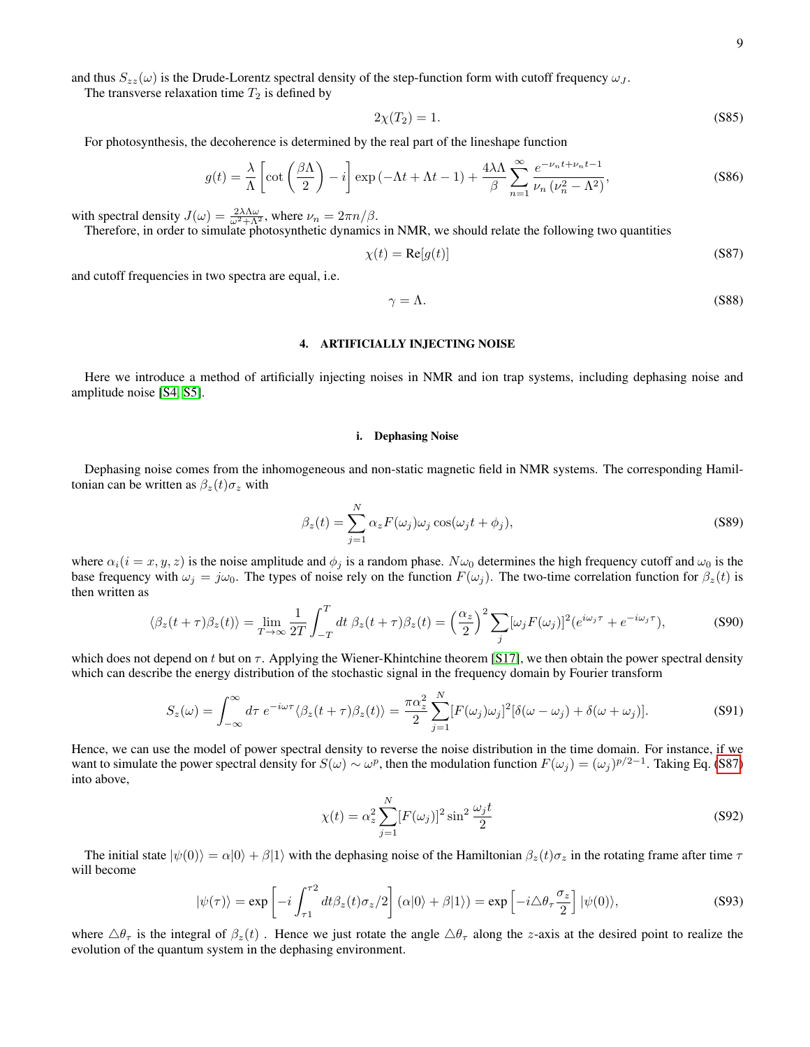and thus $S_{zz}(\omega)$ is the Drude-Lorentz spectral density of the step-function form with cutoff frequency $\omega_J$.

The transverse relaxation time $T_2$ is defined by

$$2\chi(T_2) = 1. \tag{S85}$$

For photosynthesis, the decoherence is determined by the real part of the lineshape function

$$g(t) = \frac{\lambda}{\Lambda}\left[\cot\left(\frac{\beta\Lambda}{2}\right) - i\right]\exp\left(-\Lambda t + \Lambda t - 1\right) + \frac{4\lambda\Lambda}{\beta}\sum_{n=1}^{\infty}\frac{e^{-\nu_n t + \nu_n t - 1}}{\nu_n\left(\nu_n^2 - \Lambda^2\right)}, \tag{S86}$$

with spectral density $J(\omega) = \frac{2\lambda\Lambda\omega}{\omega^2+\Lambda^2}$, where $\nu_n = 2\pi n/\beta$.

Therefore, in order to simulate photosynthetic dynamics in NMR, we should relate the following two quantities

$$\chi(t) = \mathrm{Re}[g(t)] \tag{S87}$$

and cutoff frequencies in two spectra are equal, i.e.

$$\gamma = \Lambda. \tag{S88}$$

## 4. ARTIFICIALLY INJECTING NOISE

Here we introduce a method of artificially injecting noises in NMR and ion trap systems, including dephasing noise and amplitude noise [S4, S5].

### i. Dephasing Noise

Dephasing noise comes from the inhomogeneous and non-static magnetic field in NMR systems. The corresponding Hamiltonian can be written as $\beta_z(t)\sigma_z$ with

$$\beta_z(t) = \sum_{j=1}^{N}\alpha_z F(\omega_j)\omega_j\cos(\omega_j t + \phi_j), \tag{S89}$$

where $\alpha_i (i = x, y, z)$ is the noise amplitude and $\phi_j$ is a random phase. $N\omega_0$ determines the high frequency cutoff and $\omega_0$ is the base frequency with $\omega_j = j\omega_0$. The types of noise rely on the function $F(\omega_j)$. The two-time correlation function for $\beta_z(t)$ is then written as

$$\langle\beta_z(t+\tau)\beta_z(t)\rangle = \lim_{T\to\infty}\frac{1}{2T}\int_{-T}^{T}dt\ \beta_z(t+\tau)\beta_z(t) = \left(\frac{\alpha_z}{2}\right)^2\sum_j[\omega_j F(\omega_j)]^2(e^{i\omega_j\tau} + e^{-i\omega_j\tau}), \tag{S90}$$

which does not depend on $t$ but on $\tau$. Applying the Wiener-Khintchine theorem [S17], we then obtain the power spectral density which can describe the energy distribution of the stochastic signal in the frequency domain by Fourier transform

$$S_z(\omega) = \int_{-\infty}^{\infty}d\tau\ e^{-i\omega\tau}\langle\beta_z(t+\tau)\beta_z(t)\rangle = \frac{\pi\alpha_z^2}{2}\sum_{j=1}^{N}[F(\omega_j)\omega_j]^2[\delta(\omega-\omega_j) + \delta(\omega+\omega_j)]. \tag{S91}$$

Hence, we can use the model of power spectral density to reverse the noise distribution in the time domain. For instance, if we want to simulate the power spectral density for $S(\omega) \sim \omega^p$, then the modulation function $F(\omega_j) = (\omega_j)^{p/2-1}$. Taking Eq. (S87) into above,

$$\chi(t) = \alpha_z^2\sum_{j=1}^{N}[F(\omega_j)]^2\sin^2\frac{\omega_j t}{2} \tag{S92}$$

The initial state $|\psi(0)\rangle = \alpha|0\rangle + \beta|1\rangle$ with the dephasing noise of the Hamiltonian $\beta_z(t)\sigma_z$ in the rotating frame after time $\tau$ will become

$$|\psi(\tau)\rangle = \exp\left[-i\int_{\tau 1}^{\tau 2}dt\beta_z(t)\sigma_z/2\right](\alpha|0\rangle + \beta|1\rangle) = \exp\left[-i\triangle\theta_\tau\frac{\sigma_z}{2}\right]|\psi(0)\rangle, \tag{S93}$$

where $\triangle\theta_\tau$ is the integral of $\beta_z(t)$ . Hence we just rotate the angle $\triangle\theta_\tau$ along the $z$-axis at the desired point to realize the evolution of the quantum system in the dephasing environment.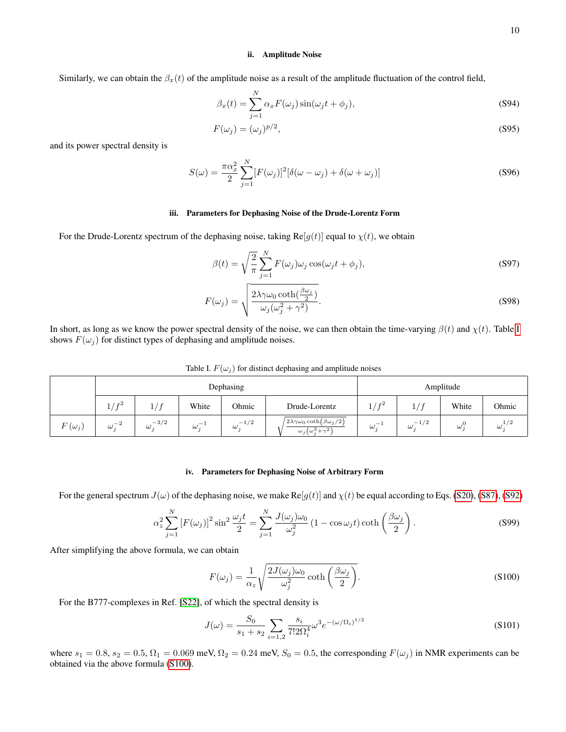### ii. Amplitude Noise

Similarly, we can obtain the $\beta_x(t)$ of the amplitude noise as a result of the amplitude fluctuation of the control field,

$$\beta_x(t) = \sum_{j=1}^{N} \alpha_x F(\omega_j) \sin(\omega_j t + \phi_j), \tag{S94}$$

$$F(\omega_j) = (\omega_j)^{p/2}, \tag{S95}$$

and its power spectral density is

$$S(\omega) = \frac{\pi \alpha_x^2}{2} \sum_{j=1}^{N} [F(\omega_j)]^2 [\delta(\omega - \omega_j) + \delta(\omega + \omega_j)] \tag{S96}$$

### iii. Parameters for Dephasing Noise of the Drude-Lorentz Form

For the Drude-Lorentz spectrum of the dephasing noise, taking Re$[g(t)]$ equal to $\chi(t)$, we obtain

$$\beta(t) = \sqrt{\frac{2}{\pi}} \sum_{j=1}^{N} F(\omega_j) \omega_j \cos(\omega_j t + \phi_j), \tag{S97}$$

$$F(\omega_j) = \sqrt{\frac{2\lambda\gamma\omega_0 \coth(\frac{\beta\omega_j}{2})}{\omega_j(\omega_j^2 + \gamma^2)}}. \tag{S98}$$

In short, as long as we know the power spectral density of the noise, we can then obtain the time-varying $\beta(t)$ and $\chi(t)$. Table I shows $F(\omega_j)$ for distinct types of dephasing and amplitude noises.

Table I. $F(\omega_j)$ for distinct dephasing and amplitude noises

| | Dephasing | | | | | Amplitude | | | |
|---|---|---|---|---|---|---|---|---|---|
| | $1/f^2$ | $1/f$ | White | Ohmic | Drude-Lorentz | $1/f^2$ | $1/f$ | White | Ohmic |
| $F(\omega_j)$ | $\omega_j^{-2}$ | $\omega_j^{-3/2}$ | $\omega_j^{-1}$ | $\omega_j^{-1/2}$ | $\sqrt{\frac{2\lambda\gamma\omega_0 \coth(\beta\omega_j/2)}{\omega_j(\omega_j^2+\gamma^2)}}$ | $\omega_j^{-1}$ | $\omega_j^{-1/2}$ | $\omega_j^{0}$ | $\omega_j^{1/2}$ |

### iv. Parameters for Dephasing Noise of Arbitrary Form

For the general spectrum $J(\omega)$ of the dephasing noise, we make Re$[g(t)]$ and $\chi(t)$ be equal according to Eqs. (S20), (S87), (S92)

$$\alpha_z^2 \sum_{j=1}^{N} [F(\omega_j)]^2 \sin^2 \frac{\omega_j t}{2} = \sum_{j=1}^{N} \frac{J(\omega_j)\omega_0}{\omega_j^2} (1 - \cos\omega_j t) \coth\left(\frac{\beta\omega_j}{2}\right). \tag{S99}$$

After simplifying the above formula, we can obtain

$$F(\omega_j) = \frac{1}{\alpha_z} \sqrt{\frac{2J(\omega_j)\omega_0}{\omega_j^2} \coth\left(\frac{\beta\omega_j}{2}\right)}. \tag{S100}$$

For the B777-complexes in Ref. [S22], of which the spectral density is

$$J(\omega) = \frac{S_0}{s_1 + s_2} \sum_{i=1,2} \frac{s_i}{7!2\Omega_i^4} \omega^3 e^{-(\omega/\Omega_i)^{1/2}} \tag{S101}$$

where $s_1 = 0.8$, $s_2 = 0.5$, $\Omega_1 = 0.069$ meV, $\Omega_2 = 0.24$ meV, $S_0 = 0.5$, the corresponding $F(\omega_j)$ in NMR experiments can be obtained via the above formula (S100).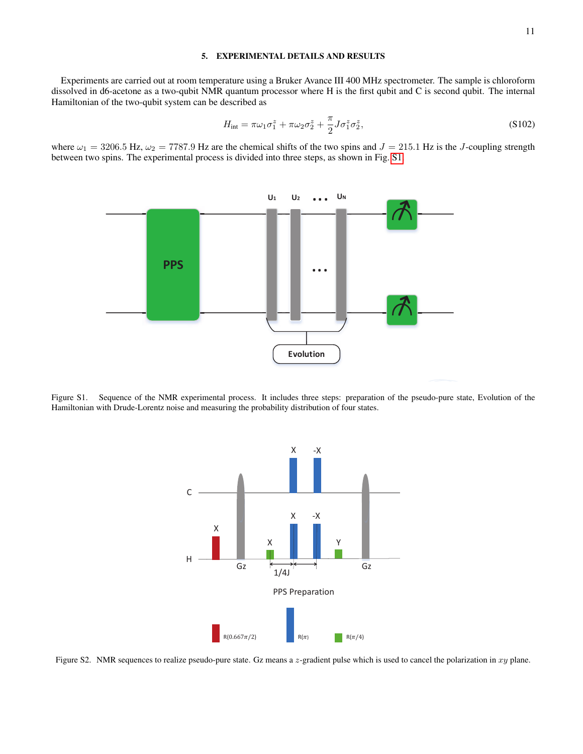## 5. EXPERIMENTAL DETAILS AND RESULTS

Experiments are carried out at room temperature using a Bruker Avance III 400 MHz spectrometer. The sample is chloroform dissolved in d6-acetone as a two-qubit NMR quantum processor where H is the first qubit and C is second qubit. The internal Hamiltonian of the two-qubit system can be described as

$$H_{\text{int}} = \pi\omega_1\sigma_1^z + \pi\omega_2\sigma_2^z + \frac{\pi}{2}J\sigma_1^z\sigma_2^z, \tag{S102}$$

where $\omega_1 = 3206.5$ Hz, $\omega_2 = 7787.9$ Hz are the chemical shifts of the two spins and $J = 215.1$ Hz is the $J$-coupling strength between two spins. The experimental process is divided into three steps, as shown in Fig. S1.

Figure S1. Sequence of the NMR experimental process. It includes three steps: preparation of the pseudo-pure state, Evolution of the Hamiltonian with Drude-Lorentz noise and measuring the probability distribution of four states.

Figure S2. NMR sequences to realize pseudo-pure state. Gz means a $z$-gradient pulse which is used to cancel the polarization in $xy$ plane.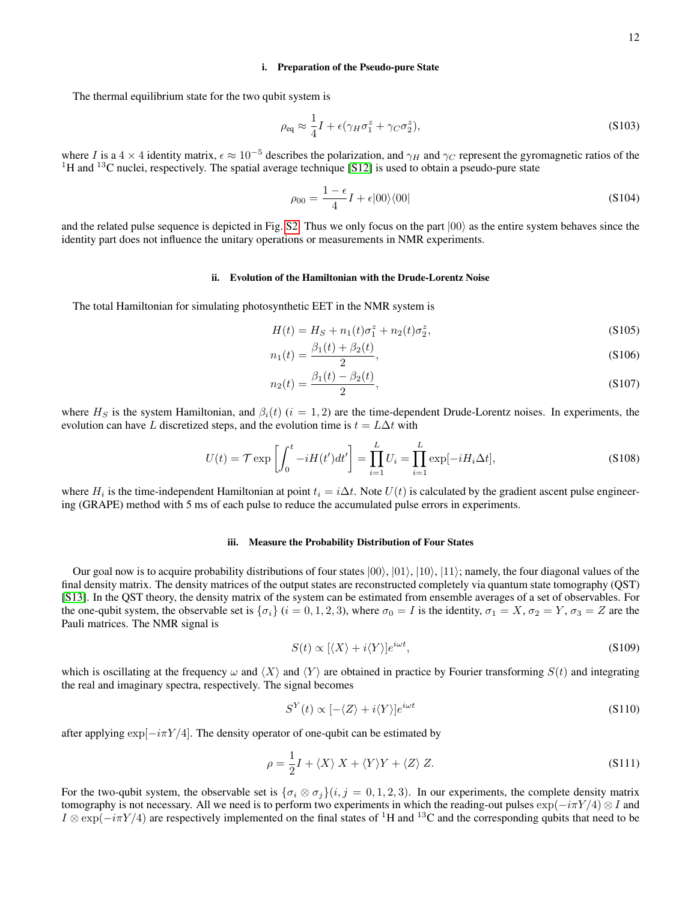### i. Preparation of the Pseudo-pure State

The thermal equilibrium state for the two qubit system is

$$\rho_{\rm eq} \approx \frac{1}{4}I + \epsilon(\gamma_H \sigma_1^z + \gamma_C \sigma_2^z), \tag{S103}$$

where $I$ is a $4 \times 4$ identity matrix, $\epsilon \approx 10^{-5}$ describes the polarization, and $\gamma_H$ and $\gamma_C$ represent the gyromagnetic ratios of the $^1$H and $^{13}$C nuclei, respectively. The spatial average technique [S12] is used to obtain a pseudo-pure state

$$\rho_{00} = \frac{1-\epsilon}{4}I + \epsilon|00\rangle\langle 00| \tag{S104}$$

and the related pulse sequence is depicted in Fig. S2. Thus we only focus on the part $|00\rangle$ as the entire system behaves since the identity part does not influence the unitary operations or measurements in NMR experiments.

### ii. Evolution of the Hamiltonian with the Drude-Lorentz Noise

The total Hamiltonian for simulating photosynthetic EET in the NMR system is

$$H(t) = H_S + n_1(t)\sigma_1^z + n_2(t)\sigma_2^z, \tag{S105}$$

$$n_1(t) = \frac{\beta_1(t) + \beta_2(t)}{2}, \tag{S106}$$

$$n_2(t) = \frac{\beta_1(t) - \beta_2(t)}{2}, \tag{S107}$$

where $H_S$ is the system Hamiltonian, and $\beta_i(t)$ ($i = 1, 2$) are the time-dependent Drude-Lorentz noises. In experiments, the evolution can have $L$ discretized steps, and the evolution time is $t = L\Delta t$ with

$$U(t) = \mathcal{T}\exp\left[\int_0^t -iH(t')dt'\right] = \prod_{i=1}^{L} U_i = \prod_{i=1}^{L} \exp[-iH_i\Delta t], \tag{S108}$$

where $H_i$ is the time-independent Hamiltonian at point $t_i = i\Delta t$. Note $U(t)$ is calculated by the gradient ascent pulse engineering (GRAPE) method with 5 ms of each pulse to reduce the accumulated pulse errors in experiments.

### iii. Measure the Probability Distribution of Four States

Our goal now is to acquire probability distributions of four states $|00\rangle, |01\rangle, |10\rangle, |11\rangle$; namely, the four diagonal values of the final density matrix. The density matrices of the output states are reconstructed completely via quantum state tomography (QST) [S13]. In the QST theory, the density matrix of the system can be estimated from ensemble averages of a set of observables. For the one-qubit system, the observable set is $\{\sigma_i\}$ ($i = 0, 1, 2, 3$), where $\sigma_0 = I$ is the identity, $\sigma_1 = X$, $\sigma_2 = Y$, $\sigma_3 = Z$ are the Pauli matrices. The NMR signal is

$$S(t) \propto [\langle X\rangle + i\langle Y\rangle]e^{i\omega t}, \tag{S109}$$

which is oscillating at the frequency $\omega$ and $\langle X\rangle$ and $\langle Y\rangle$ are obtained in practice by Fourier transforming $S(t)$ and integrating the real and imaginary spectra, respectively. The signal becomes

$$S^Y(t) \propto [-\langle Z\rangle + i\langle Y\rangle]e^{i\omega t} \tag{S110}$$

after applying $\exp[-i\pi Y/4]$. The density operator of one-qubit can be estimated by

$$\rho = \frac{1}{2}I + \langle X\rangle\, X + \langle Y\rangle Y + \langle Z\rangle\, Z. \tag{S111}$$

For the two-qubit system, the observable set is $\{\sigma_i \otimes \sigma_j\}(i, j = 0, 1, 2, 3)$. In our experiments, the complete density matrix tomography is not necessary. All we need is to perform two experiments in which the reading-out pulses $\exp(-i\pi Y/4) \otimes I$ and $I \otimes \exp(-i\pi Y/4)$ are respectively implemented on the final states of $^1$H and $^{13}$C and the corresponding qubits that need to be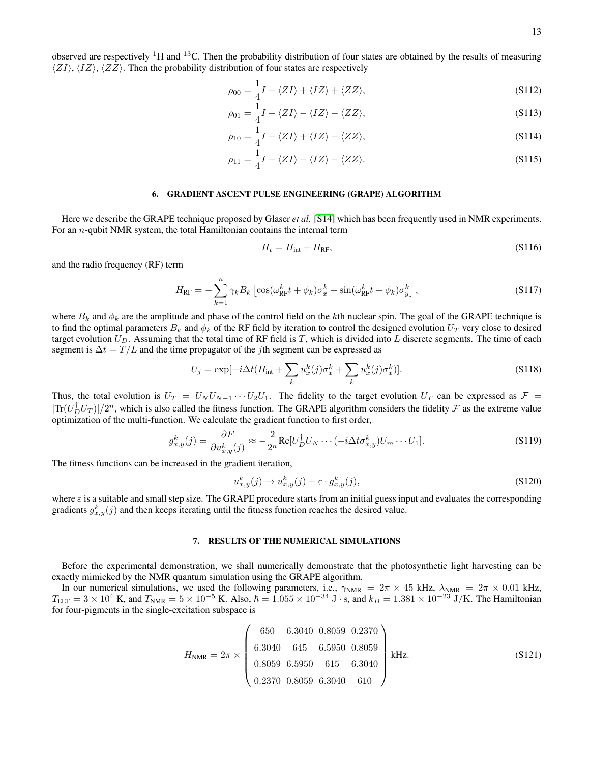observed are respectively $^1$H and $^{13}$C. Then the probability distribution of four states are obtained by the results of measuring $\langle ZI\rangle$, $\langle IZ\rangle$, $\langle ZZ\rangle$. Then the probability distribution of four states are respectively

$$\rho_{00} = \frac{1}{4}I + \langle ZI\rangle + \langle IZ\rangle + \langle ZZ\rangle, \tag{S112}$$

$$\rho_{01} = \frac{1}{4}I + \langle ZI\rangle - \langle IZ\rangle - \langle ZZ\rangle, \tag{S113}$$

$$\rho_{10} = \frac{1}{4}I - \langle ZI\rangle + \langle IZ\rangle - \langle ZZ\rangle, \tag{S114}$$

$$\rho_{11} = \frac{1}{4}I - \langle ZI\rangle - \langle IZ\rangle - \langle ZZ\rangle. \tag{S115}$$

## 6. GRADIENT ASCENT PULSE ENGINEERING (GRAPE) ALGORITHM

Here we describe the GRAPE technique proposed by Glaser *et al.* [S14] which has been frequently used in NMR experiments. For an $n$-qubit NMR system, the total Hamiltonian contains the internal term

$$H_t = H_{\text{int}} + H_{\text{RF}}, \tag{S116}$$

and the radio frequency (RF) term

$$H_{\text{RF}} = -\sum_{k=1}^{n} \gamma_k B_k \left[\cos(\omega_{\text{RF}}^k t + \phi_k)\sigma_x^k + \sin(\omega_{\text{RF}}^k t + \phi_k)\sigma_y^k\right], \tag{S117}$$

where $B_k$ and $\phi_k$ are the amplitude and phase of the control field on the $k$th nuclear spin. The goal of the GRAPE technique is to find the optimal parameters $B_k$ and $\phi_k$ of the RF field by iteration to control the designed evolution $U_T$ very close to desired target evolution $U_D$. Assuming that the total time of RF field is $T$, which is divided into $L$ discrete segments. The time of each segment is $\Delta t = T/L$ and the time propagator of the $j$th segment can be expressed as

$$U_j = \exp[-i\Delta t(H_{\text{int}} + \sum_k u_x^k(j)\sigma_x^k + \sum_k u_x^k(j)\sigma_x^k)]. \tag{S118}$$

Thus, the total evolution is $U_T = U_N U_{N-1} \cdots U_2 U_1$. The fidelity to the target evolution $U_T$ can be expressed as $\mathcal{F} = |\text{Tr}(U_D^\dagger U_T)|/2^n$, which is also called the fitness function. The GRAPE algorithm considers the fidelity $\mathcal{F}$ as the extreme value optimization of the multi-function. We calculate the gradient function to first order,

$$g_{x,y}^k(j) = \frac{\partial F}{\partial u_{x,y}^k(j)} \approx -\frac{2}{2^n}\text{Re}[U_D^\dagger U_N \cdots (-i\Delta t \sigma_{x,y}^k) U_m \cdots U_1]. \tag{S119}$$

The fitness functions can be increased in the gradient iteration,

$$u_{x,y}^k(j) \to u_{x,y}^k(j) + \varepsilon \cdot g_{x,y}^k(j), \tag{S120}$$

where $\varepsilon$ is a suitable and small step size. The GRAPE procedure starts from an initial guess input and evaluates the corresponding gradients $g_{x,y}^k(j)$ and then keeps iterating until the fitness function reaches the desired value.

## 7. RESULTS OF THE NUMERICAL SIMULATIONS

Before the experimental demonstration, we shall numerically demonstrate that the photosynthetic light harvesting can be exactly mimicked by the NMR quantum simulation using the GRAPE algorithm.

In our numerical simulations, we used the following parameters, i.e., $\gamma_{\text{NMR}} = 2\pi \times 45$ kHz, $\lambda_{\text{NMR}} = 2\pi \times 0.01$ kHz, $T_{\text{EET}} = 3 \times 10^4$ K, and $T_{\text{NMR}} = 5 \times 10^{-5}$ K. Also, $\hbar = 1.055 \times 10^{-34}$ J $\cdot$ s, and $k_B = 1.381 \times 10^{-23}$ J/K. The Hamiltonian for four-pigments in the single-excitation subspace is

$$H_{\text{NMR}} = 2\pi \times \begin{pmatrix} 650 & 6.3040 & 0.8059 & 0.2370 \\ 6.3040 & 645 & 6.5950 & 0.8059 \\ 0.8059 & 6.5950 & 615 & 6.3040 \\ 0.2370 & 0.8059 & 6.3040 & 610 \end{pmatrix} \text{kHz}. \tag{S121}$$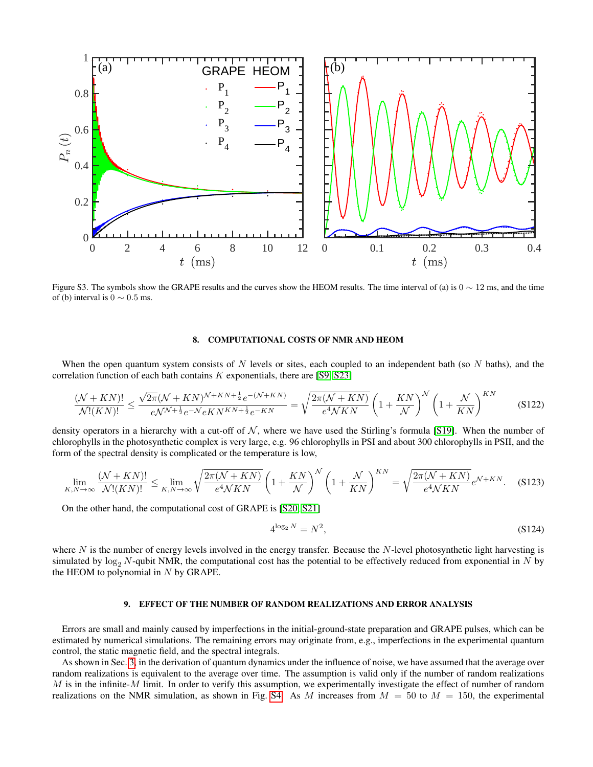Figure S3. The symbols show the GRAPE results and the curves show the HEOM results. The time interval of (a) is $0 \sim 12$ ms, and the time of (b) interval is $0 \sim 0.5$ ms.

## 8. COMPUTATIONAL COSTS OF NMR AND HEOM

When the open quantum system consists of $N$ levels or sites, each coupled to an independent bath (so $N$ baths), and the correlation function of each bath contains $K$ exponentials, there are [S9, S23]

$$\frac{(\mathcal{N}+KN)!}{\mathcal{N}!(KN)!} \leq \frac{\sqrt{2\pi}(\mathcal{N}+KN)^{\mathcal{N}+KN+\frac{1}{2}}e^{-(\mathcal{N}+KN)}}{e\mathcal{N}^{\mathcal{N}+\frac{1}{2}}e^{-\mathcal{N}}eKN^{KN+\frac{1}{2}}e^{-KN}} = \sqrt{\frac{2\pi(\mathcal{N}+KN)}{e^4\mathcal{N}KN}}\left(1+\frac{KN}{\mathcal{N}}\right)^{\mathcal{N}}\left(1+\frac{\mathcal{N}}{KN}\right)^{KN} \tag{S122}$$

density operators in a hierarchy with a cut-off of $\mathcal{N}$, where we have used the Stirling's formula [S19]. When the number of chlorophylls in the photosynthetic complex is very large, e.g. 96 chlorophylls in PSI and about 300 chlorophylls in PSII, and the form of the spectral density is complicated or the temperature is low,

$$\lim_{K,N\to\infty}\frac{(\mathcal{N}+KN)!}{\mathcal{N}!(KN)!} \leq \lim_{K,N\to\infty}\sqrt{\frac{2\pi(\mathcal{N}+KN)}{e^4\mathcal{N}KN}}\left(1+\frac{KN}{\mathcal{N}}\right)^{\mathcal{N}}\left(1+\frac{\mathcal{N}}{KN}\right)^{KN} = \sqrt{\frac{2\pi(\mathcal{N}+KN)}{e^4\mathcal{N}KN}}e^{\mathcal{N}+KN}. \tag{S123}$$

On the other hand, the computational cost of GRAPE is [S20, S21]

$$4^{\log_2 N} = N^2, \tag{S124}$$

where $N$ is the number of energy levels involved in the energy transfer. Because the $N$-level photosynthetic light harvesting is simulated by $\log_2 N$-qubit NMR, the computational cost has the potential to be effectively reduced from exponential in $N$ by the HEOM to polynomial in $N$ by GRAPE.

## 9. EFFECT OF THE NUMBER OF RANDOM REALIZATIONS AND ERROR ANALYSIS

Errors are small and mainly caused by imperfections in the initial-ground-state preparation and GRAPE pulses, which can be estimated by numerical simulations. The remaining errors may originate from, e.g., imperfections in the experimental quantum control, the static magnetic field, and the spectral integrals.

As shown in Sec. 3, in the derivation of quantum dynamics under the influence of noise, we have assumed that the average over random realizations is equivalent to the average over time. The assumption is valid only if the number of random realizations $M$ is in the infinite-$M$ limit. In order to verify this assumption, we experimentally investigate the effect of number of random realizations on the NMR simulation, as shown in Fig. S4. As $M$ increases from $M = 50$ to $M = 150$, the experimental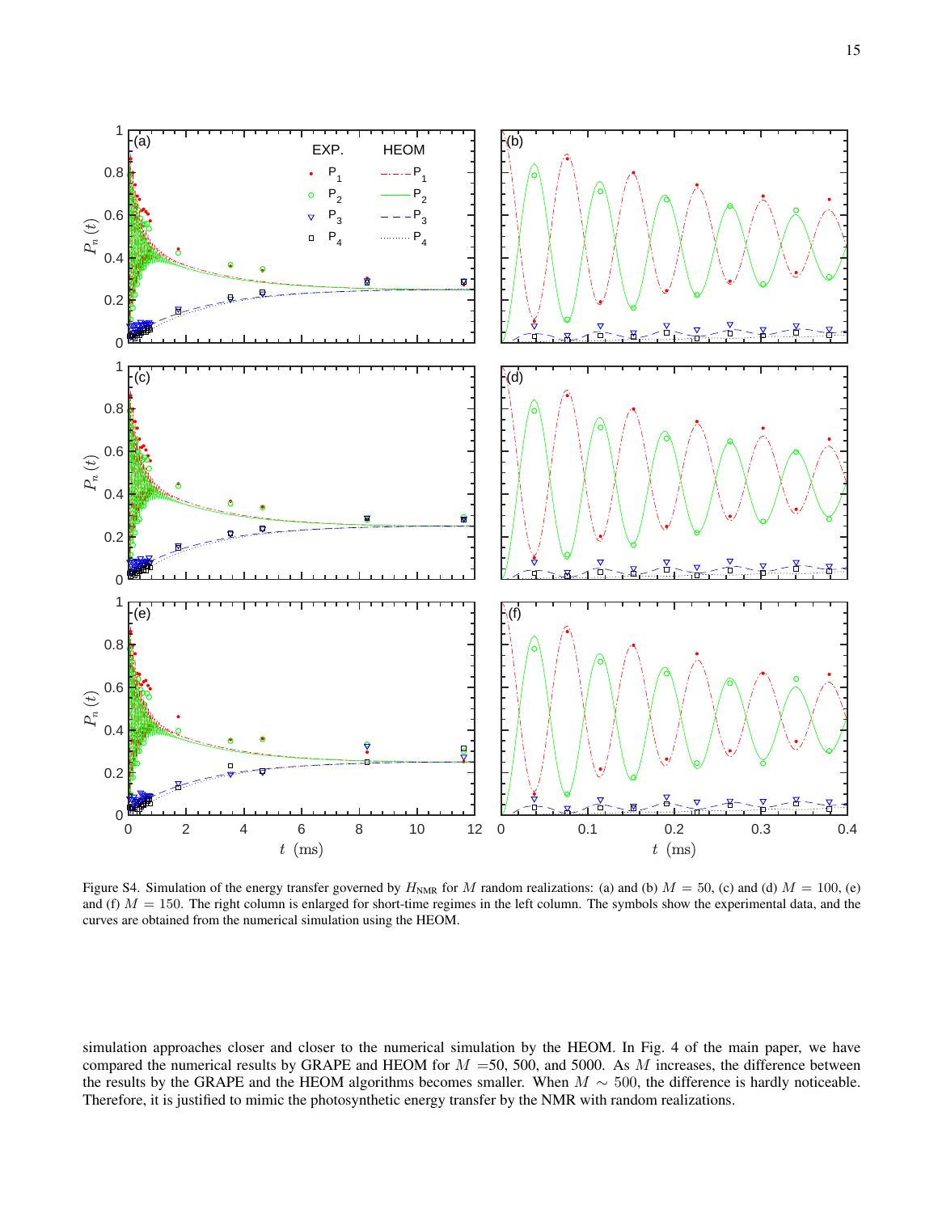Figure S4. Simulation of the energy transfer governed by $H_{\rm NMR}$ for $M$ random realizations: (a) and (b) $M = 50$, (c) and (d) $M = 100$, (e) and (f) $M = 150$. The right column is enlarged for short-time regimes in the left column. The symbols show the experimental data, and the curves are obtained from the numerical simulation using the HEOM.

simulation approaches closer and closer to the numerical simulation by the HEOM. In Fig. 4 of the main paper, we have compared the numerical results by GRAPE and HEOM for $M$ =50, 500, and 5000. As $M$ increases, the difference between the results by the GRAPE and the HEOM algorithms becomes smaller. When $M \sim 500$, the difference is hardly noticeable. Therefore, it is justified to mimic the photosynthetic energy transfer by the NMR with random realizations.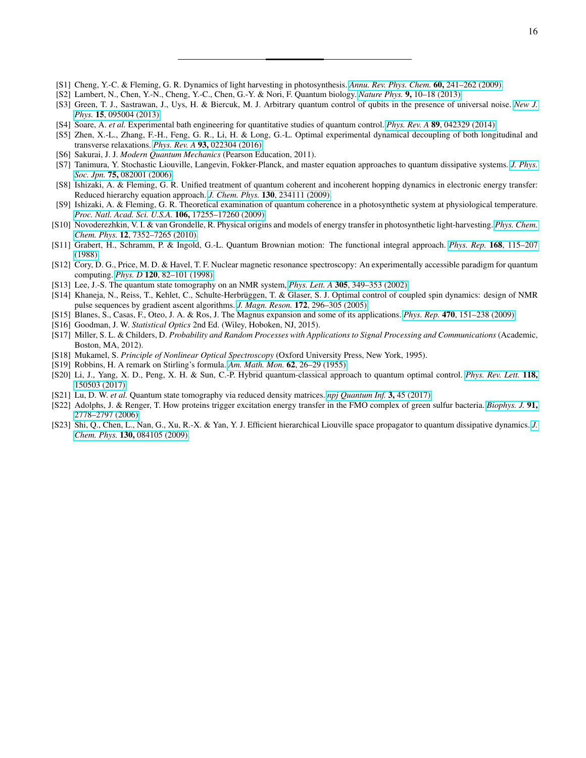[S1] Cheng, Y.-C. & Fleming, G. R. Dynamics of light harvesting in photosynthesis. *Annu. Rev. Phys. Chem.* **60,** 241–262 (2009).

[S2] Lambert, N., Chen, Y.-N., Cheng, Y.-C., Chen, G.-Y. & Nori, F. Quantum biology. *Nature Phys.* **9,** 10–18 (2013).

[S3] Green, T. J., Sastrawan, J., Uys, H. & Biercuk, M. J. Arbitrary quantum control of qubits in the presence of universal noise. *New J. Phys.* **15**, 095004 (2013).

[S4] Soare, A. *et al.* Experimental bath engineering for quantitative studies of quantum control. *Phys. Rev. A* **89**, 042329 (2014).

[S5] Zhen, X.-L., Zhang, F.-H., Feng, G. R., Li, H. & Long, G.-L. Optimal experimental dynamical decoupling of both longitudinal and transverse relaxations. *Phys. Rev. A* **93,** 022304 (2016).

[S6] Sakurai, J. J. *Modern Quantum Mechanics* (Pearson Education, 2011).

[S7] Tanimura, Y. Stochastic Liouville, Langevin, Fokker-Planck, and master equation approaches to quantum dissipative systems. *J. Phys. Soc. Jpn.* **75,** 082001 (2006).

[S8] Ishizaki, A. & Fleming, G. R. Unified treatment of quantum coherent and incoherent hopping dynamics in electronic energy transfer: Reduced hierarchy equation approach. *J. Chem. Phys.* **130**, 234111 (2009).

[S9] Ishizaki, A. & Fleming, G. R. Theoretical examination of quantum coherence in a photosynthetic system at physiological temperature. *Proc. Natl. Acad. Sci. U.S.A.* **106,** 17255–17260 (2009).

[S10] Novoderezhkin, V. I. & van Grondelle, R. Physical origins and models of energy transfer in photosynthetic light-harvesting. *Phys. Chem. Chem. Phys.* **12**, 7352–7265 (2010).

[S11] Grabert, H., Schramm, P. & Ingold, G.-L. Quantum Brownian motion: The functional integral approach. *Phys. Rep.* **168**, 115–207 (1988).

[S12] Cory, D. G., Price, M. D. & Havel, T. F. Nuclear magnetic resonance spectroscopy: An experimentally accessible paradigm for quantum computing. *Phys. D* **120**, 82–101 (1998).

[S13] Lee, J.-S. The quantum state tomography on an NMR system, *Phys. Lett. A* **305**, 349–353 (2002).

[S14] Khaneja, N., Reiss, T., Kehlet, C., Schulte-Herbrüggen, T. & Glaser, S. J. Optimal control of coupled spin dynamics: design of NMR pulse sequences by gradient ascent algorithms. *J. Magn. Reson.* **172**, 296–305 (2005).

[S15] Blanes, S., Casas, F., Oteo, J. A. & Ros, J. The Magnus expansion and some of its applications. *Phys. Rep.* **470**, 151–238 (2009).

[S16] Goodman, J. W. *Statistical Optics* 2nd Ed. (Wiley, Hoboken, NJ, 2015).

[S17] Miller, S. L. & Childers, D. *Probability and Random Processes with Applications to Signal Processing and Communications* (Academic, Boston, MA, 2012).

[S18] Mukamel, S. *Principle of Nonlinear Optical Spectroscopy* (Oxford University Press, New York, 1995).

[S19] Robbins, H. A remark on Stirling's formula. *Am. Math. Mon.* **62**, 26–29 (1955).

[S20] Li, J., Yang, X. D., Peng, X. H. & Sun, C.-P. Hybrid quantum-classical approach to quantum optimal control. *Phys. Rev. Lett.* **118,** 150503 (2017).

[S21] Lu, D. W. *et al.* Quantum state tomography via reduced density matrices. *npj Quantum Inf.* **3,** 45 (2017).

[S22] Adolphs, J. & Renger, T. How proteins trigger excitation energy transfer in the FMO complex of green sulfur bacteria. *Biophys. J.* **91,** 2778–2797 (2006).

[S23] Shi, Q., Chen, L., Nan, G., Xu, R.-X. & Yan, Y. J. Efficient hierarchical Liouville space propagator to quantum dissipative dynamics. *J. Chem. Phys.* **130,** 084105 (2009).